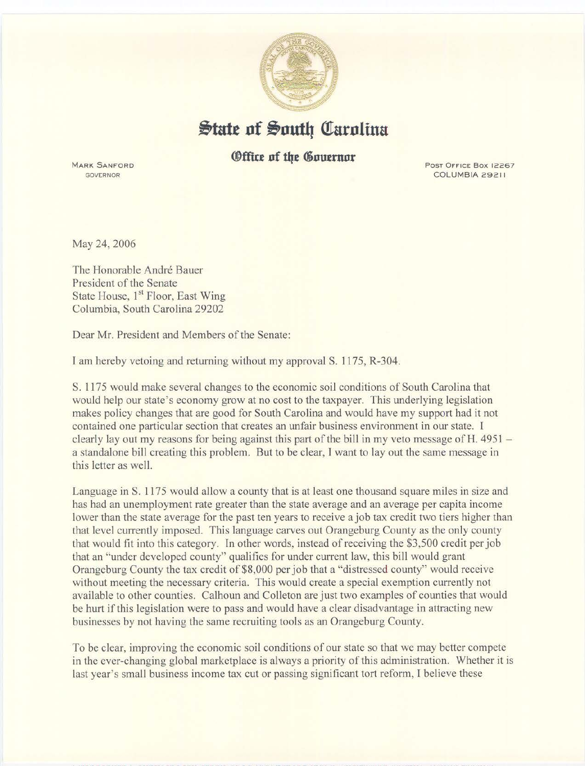# State of South Carolina

## Office of the Governor

MARK SANFORD
GOVERNOR

POST OFFICE BOX 12267
COLUMBIA 29211

May 24, 2006

The Honorable André Bauer
President of the Senate
State House, 1st Floor, East Wing
Columbia, South Carolina 29202

Dear Mr. President and Members of the Senate:

I am hereby vetoing and returning without my approval S. 1175, R-304.

S. 1175 would make several changes to the economic soil conditions of South Carolina that would help our state's economy grow at no cost to the taxpayer. This underlying legislation makes policy changes that are good for South Carolina and would have my support had it not contained one particular section that creates an unfair business environment in our state. I clearly lay out my reasons for being against this part of the bill in my veto message of H. 4951 – a standalone bill creating this problem. But to be clear, I want to lay out the same message in this letter as well.

Language in S. 1175 would allow a county that is at least one thousand square miles in size and has had an unemployment rate greater than the state average and an average per capita income lower than the state average for the past ten years to receive a job tax credit two tiers higher than that level currently imposed. This language carves out Orangeburg County as the only county that would fit into this category. In other words, instead of receiving the $3,500 credit per job that an "under developed county" qualifies for under current law, this bill would grant Orangeburg County the tax credit of $8,000 per job that a "distressed county" would receive without meeting the necessary criteria. This would create a special exemption currently not available to other counties. Calhoun and Colleton are just two examples of counties that would be hurt if this legislation were to pass and would have a clear disadvantage in attracting new businesses by not having the same recruiting tools as an Orangeburg County.

To be clear, improving the economic soil conditions of our state so that we may better compete in the ever-changing global marketplace is always a priority of this administration. Whether it is last year's small business income tax cut or passing significant tort reform, I believe these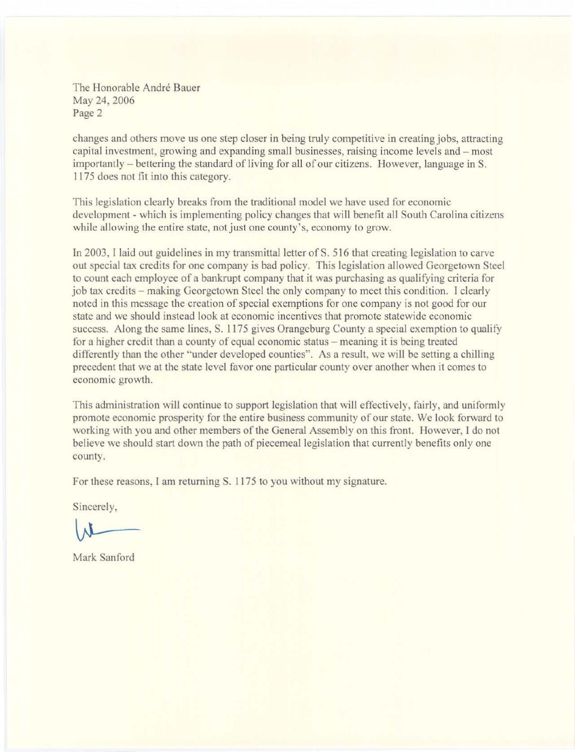The Honorable André Bauer
May 24, 2006
Page 2

changes and others move us one step closer in being truly competitive in creating jobs, attracting capital investment, growing and expanding small businesses, raising income levels and – most importantly – bettering the standard of living for all of our citizens. However, language in S. 1175 does not fit into this category.

This legislation clearly breaks from the traditional model we have used for economic development - which is implementing policy changes that will benefit all South Carolina citizens while allowing the entire state, not just one county's, economy to grow.

In 2003, I laid out guidelines in my transmittal letter of S. 516 that creating legislation to carve out special tax credits for one company is bad policy. This legislation allowed Georgetown Steel to count each employee of a bankrupt company that it was purchasing as qualifying criteria for job tax credits – making Georgetown Steel the only company to meet this condition. I clearly noted in this message the creation of special exemptions for one company is not good for our state and we should instead look at economic incentives that promote statewide economic success. Along the same lines, S. 1175 gives Orangeburg County a special exemption to qualify for a higher credit than a county of equal economic status – meaning it is being treated differently than the other "under developed counties". As a result, we will be setting a chilling precedent that we at the state level favor one particular county over another when it comes to economic growth.

This administration will continue to support legislation that will effectively, fairly, and uniformly promote economic prosperity for the entire business community of our state. We look forward to working with you and other members of the General Assembly on this front. However, I do not believe we should start down the path of piecemeal legislation that currently benefits only one county.

For these reasons, I am returning S. 1175 to you without my signature.

Sincerely,

Mark Sanford